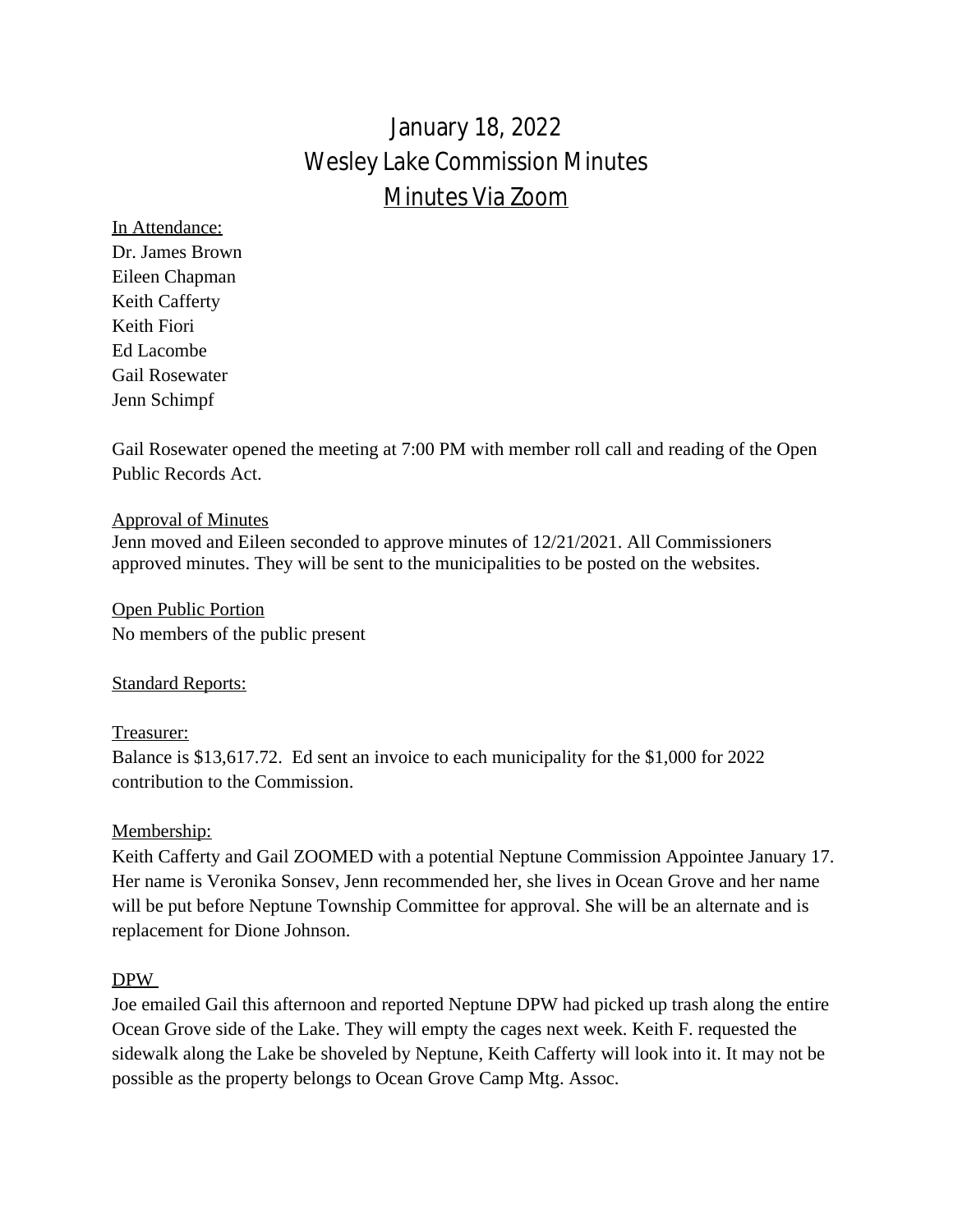# January 18, 2022
# Wesley Lake Commission Minutes
# Minutes Via Zoom

In Attendance:
Dr. James Brown
Eileen Chapman
Keith Cafferty
Keith Fiori
Ed Lacombe
Gail Rosewater
Jenn Schimpf

Gail Rosewater opened the meeting at 7:00 PM with member roll call and reading of the Open Public Records Act.

Approval of Minutes
Jenn moved and Eileen seconded to approve minutes of 12/21/2021. All Commissioners approved minutes. They will be sent to the municipalities to be posted on the websites.

Open Public Portion
No members of the public present

Standard Reports:

Treasurer:
Balance is $13,617.72. Ed sent an invoice to each municipality for the $1,000 for 2022 contribution to the Commission.

Membership:
Keith Cafferty and Gail ZOOMED with a potential Neptune Commission Appointee January 17. Her name is Veronika Sonsev, Jenn recommended her, she lives in Ocean Grove and her name will be put before Neptune Township Committee for approval. She will be an alternate and is replacement for Dione Johnson.

DPW
Joe emailed Gail this afternoon and reported Neptune DPW had picked up trash along the entire Ocean Grove side of the Lake. They will empty the cages next week. Keith F. requested the sidewalk along the Lake be shoveled by Neptune, Keith Cafferty will look into it. It may not be possible as the property belongs to Ocean Grove Camp Mtg. Assoc.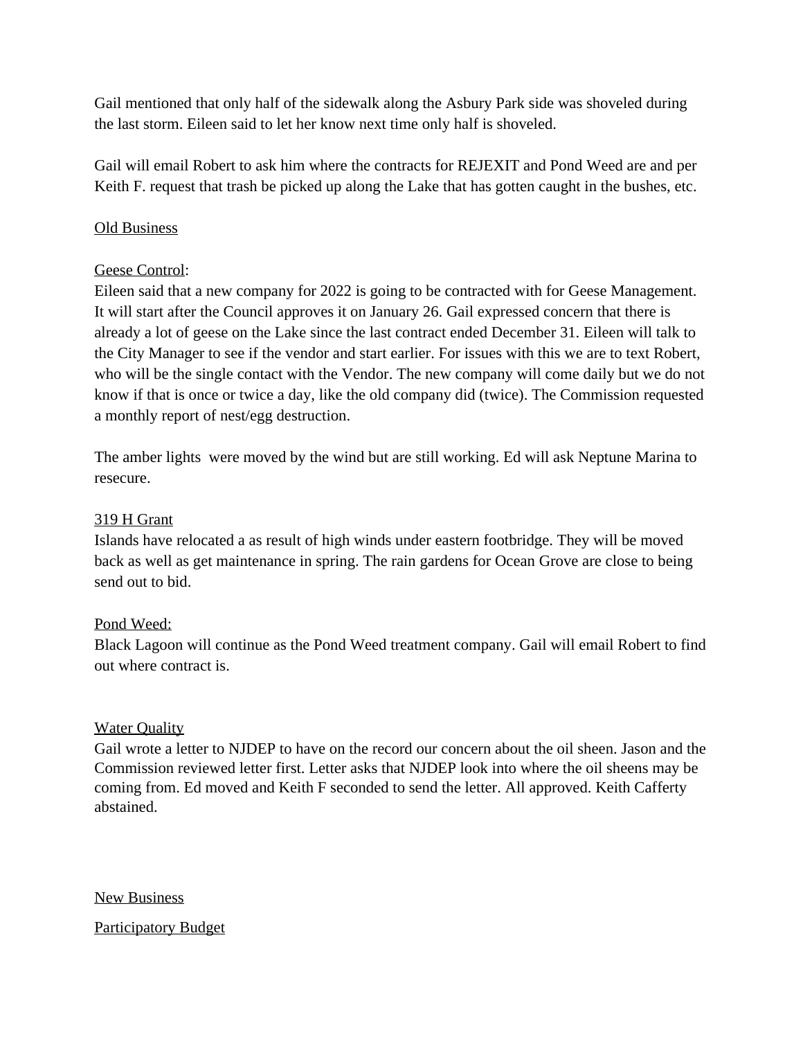Gail mentioned that only half of the sidewalk along the Asbury Park side was shoveled during the last storm. Eileen said to let her know next time only half is shoveled.

Gail will email Robert to ask him where the contracts for REJEXIT and Pond Weed are and per Keith F. request that trash be picked up along the Lake that has gotten caught in the bushes, etc.

<u>Old Business</u>

<u>Geese Control</u>:
Eileen said that a new company for 2022 is going to be contracted with for Geese Management. It will start after the Council approves it on January 26. Gail expressed concern that there is already a lot of geese on the Lake since the last contract ended December 31. Eileen will talk to the City Manager to see if the vendor and start earlier. For issues with this we are to text Robert, who will be the single contact with the Vendor. The new company will come daily but we do not know if that is once or twice a day, like the old company did (twice). The Commission requested a monthly report of nest/egg destruction.

The amber lights were moved by the wind but are still working. Ed will ask Neptune Marina to resecure.

<u>319 H Grant</u>
Islands have relocated a as result of high winds under eastern footbridge. They will be moved back as well as get maintenance in spring. The rain gardens for Ocean Grove are close to being send out to bid.

<u>Pond Weed:</u>
Black Lagoon will continue as the Pond Weed treatment company. Gail will email Robert to find out where contract is.

<u>Water Quality</u>
Gail wrote a letter to NJDEP to have on the record our concern about the oil sheen. Jason and the Commission reviewed letter first. Letter asks that NJDEP look into where the oil sheens may be coming from. Ed moved and Keith F seconded to send the letter. All approved. Keith Cafferty abstained.

<u>New Business</u>

<u>Participatory Budget</u>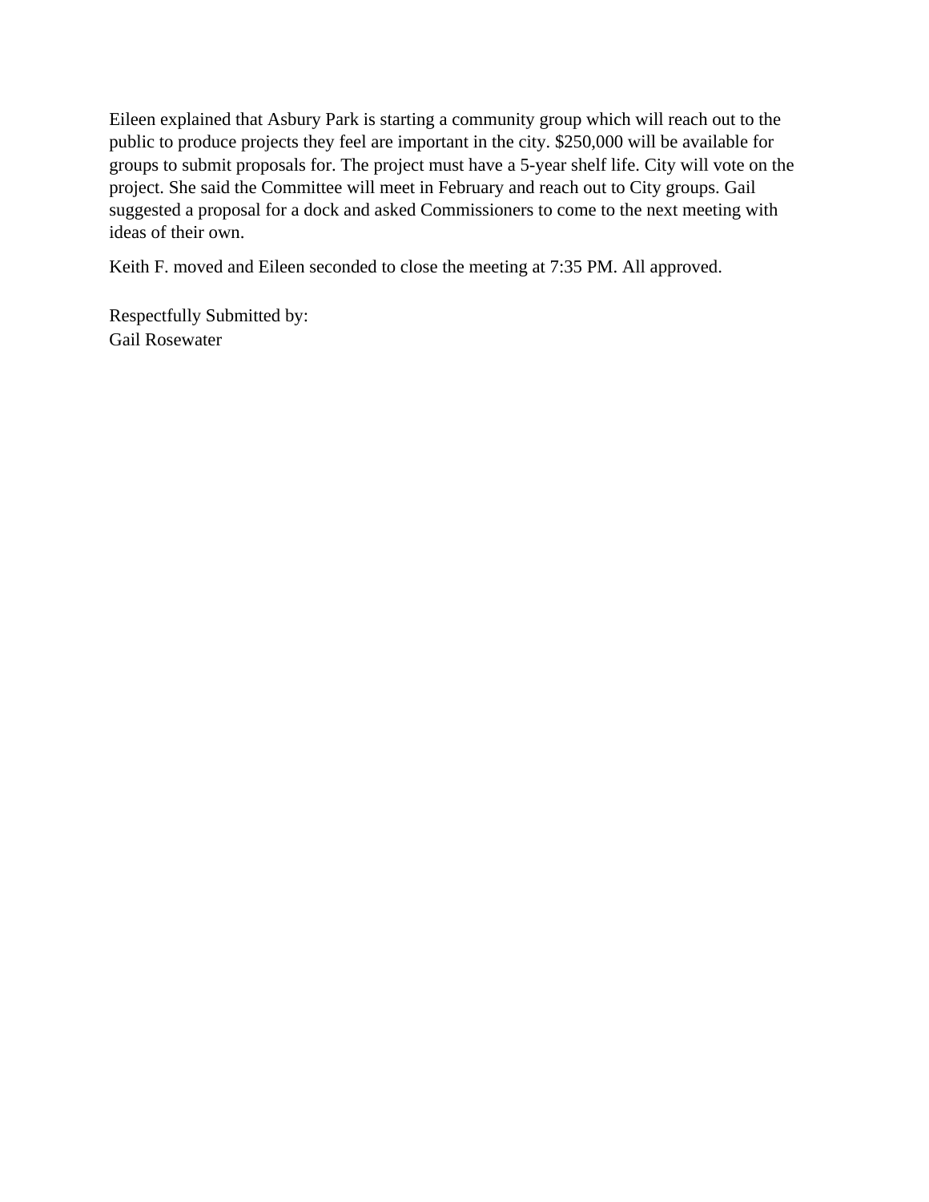Eileen explained that Asbury Park is starting a community group which will reach out to the public to produce projects they feel are important in the city. $250,000 will be available for groups to submit proposals for. The project must have a 5-year shelf life. City will vote on the project. She said the Committee will meet in February and reach out to City groups. Gail suggested a proposal for a dock and asked Commissioners to come to the next meeting with ideas of their own.

Keith F. moved and Eileen seconded to close the meeting at 7:35 PM. All approved.

Respectfully Submitted by:
Gail Rosewater